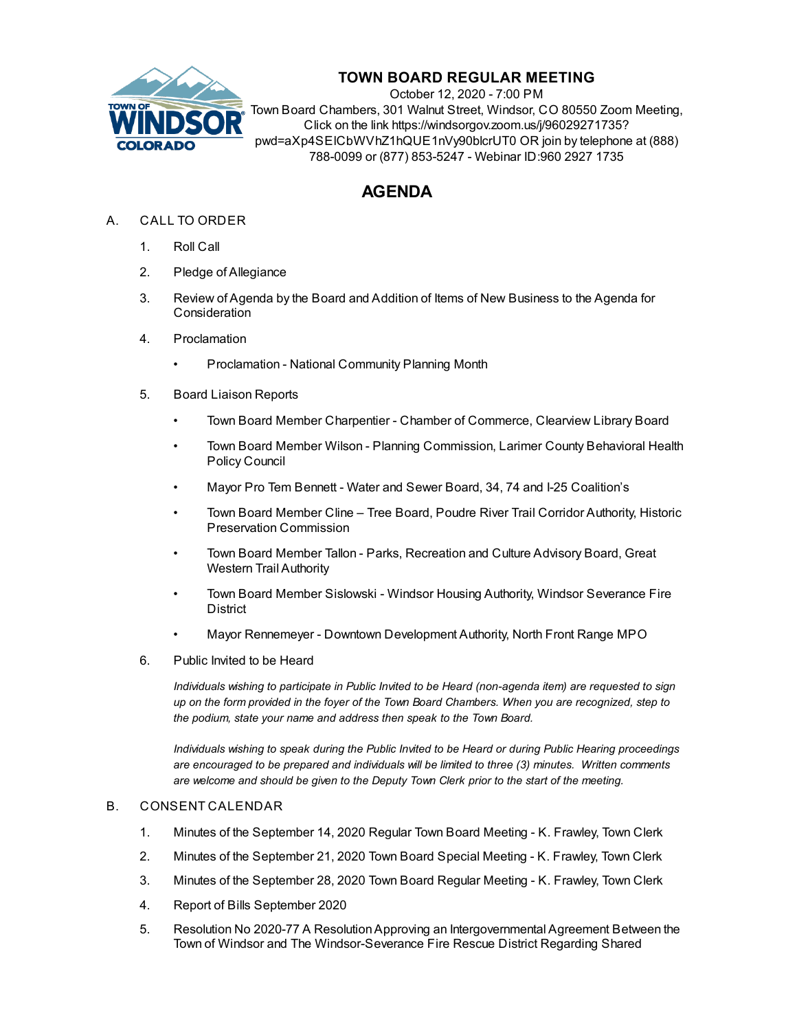# TOWN BOARD REGULAR MEETING

October 12, 2020 - 7:00 PM
Town Board Chambers, 301 Walnut Street, Windsor, CO 80550 Zoom Meeting, Click on the link https://windsorgov.zoom.us/j/96029271735?pwd=aXp4SElCbWVhZ1hQUE1nVy90blcrUT0 OR join by telephone at (888) 788-0099 or (877) 853-5247 - Webinar ID:960 2927 1735

## AGENDA

A. CALL TO ORDER

1. Roll Call
2. Pledge of Allegiance
3. Review of Agenda by the Board and Addition of Items of New Business to the Agenda for Consideration
4. Proclamation
   - Proclamation - National Community Planning Month
5. Board Liaison Reports
   - Town Board Member Charpentier - Chamber of Commerce, Clearview Library Board
   - Town Board Member Wilson - Planning Commission, Larimer County Behavioral Health Policy Council
   - Mayor Pro Tem Bennett - Water and Sewer Board, 34, 74 and I-25 Coalition's
   - Town Board Member Cline – Tree Board, Poudre River Trail Corridor Authority, Historic Preservation Commission
   - Town Board Member Tallon - Parks, Recreation and Culture Advisory Board, Great Western Trail Authority
   - Town Board Member Sislowski - Windsor Housing Authority, Windsor Severance Fire District
   - Mayor Rennemeyer - Downtown Development Authority, North Front Range MPO
6. Public Invited to be Heard

   *Individuals wishing to participate in Public Invited to be Heard (non-agenda item) are requested to sign up on the form provided in the foyer of the Town Board Chambers. When you are recognized, step to the podium, state your name and address then speak to the Town Board.*

   *Individuals wishing to speak during the Public Invited to be Heard or during Public Hearing proceedings are encouraged to be prepared and individuals will be limited to three (3) minutes. Written comments are welcome and should be given to the Deputy Town Clerk prior to the start of the meeting.*

B. CONSENT CALENDAR

1. Minutes of the September 14, 2020 Regular Town Board Meeting - K. Frawley, Town Clerk
2. Minutes of the September 21, 2020 Town Board Special Meeting - K. Frawley, Town Clerk
3. Minutes of the September 28, 2020 Town Board Regular Meeting - K. Frawley, Town Clerk
4. Report of Bills September 2020
5. Resolution No 2020-77 A Resolution Approving an Intergovernmental Agreement Between the Town of Windsor and The Windsor-Severance Fire Rescue District Regarding Shared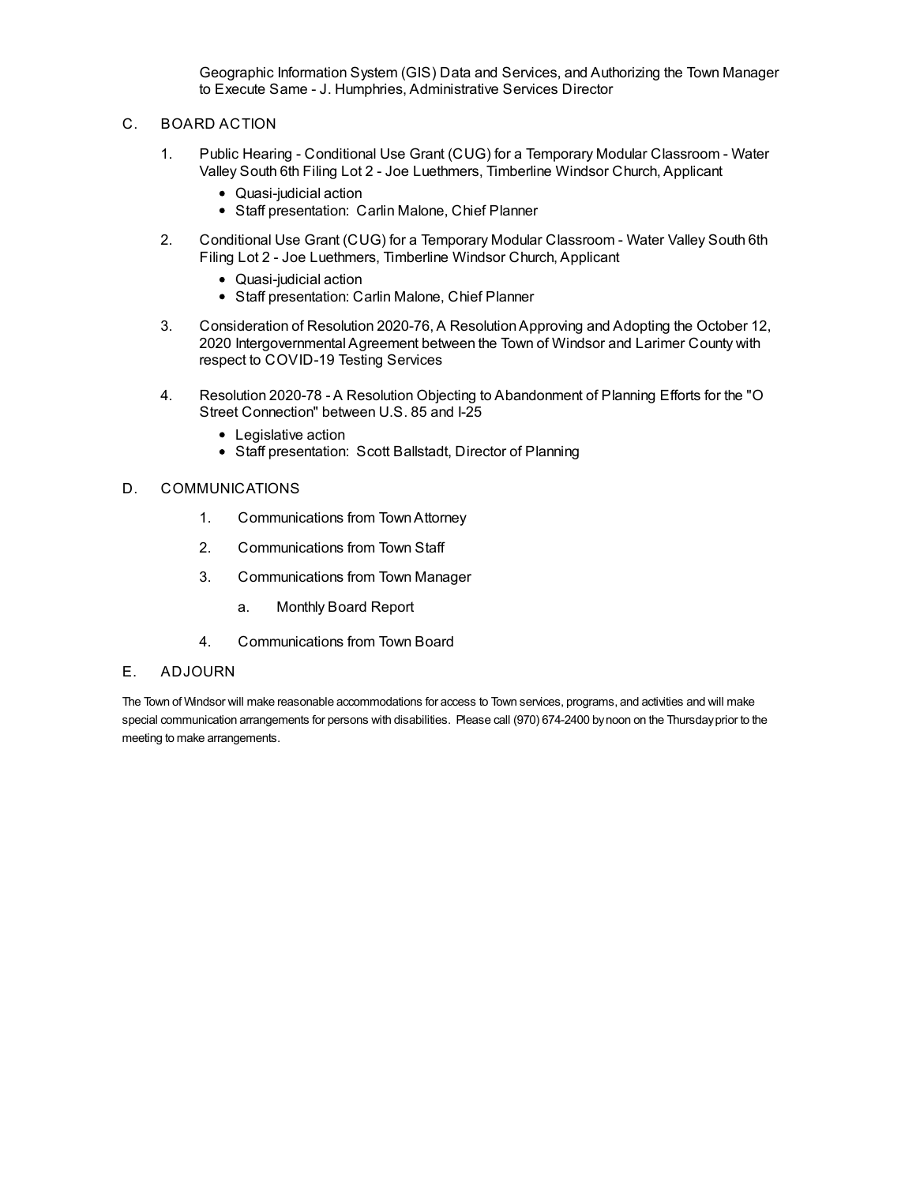Geographic Information System (GIS) Data and Services, and Authorizing the Town Manager to Execute Same - J. Humphries, Administrative Services Director

C. BOARD ACTION

1. Public Hearing - Conditional Use Grant (CUG) for a Temporary Modular Classroom - Water Valley South 6th Filing Lot 2 - Joe Luethmers, Timberline Windsor Church, Applicant
   - Quasi-judicial action
   - Staff presentation: Carlin Malone, Chief Planner

2. Conditional Use Grant (CUG) for a Temporary Modular Classroom - Water Valley South 6th Filing Lot 2 - Joe Luethmers, Timberline Windsor Church, Applicant
   - Quasi-judicial action
   - Staff presentation: Carlin Malone, Chief Planner

3. Consideration of Resolution 2020-76, A Resolution Approving and Adopting the October 12, 2020 Intergovernmental Agreement between the Town of Windsor and Larimer County with respect to COVID-19 Testing Services

4. Resolution 2020-78 - A Resolution Objecting to Abandonment of Planning Efforts for the "O Street Connection" between U.S. 85 and I-25
   - Legislative action
   - Staff presentation: Scott Ballstadt, Director of Planning

D. COMMUNICATIONS

1. Communications from Town Attorney
2. Communications from Town Staff
3. Communications from Town Manager
   a. Monthly Board Report
4. Communications from Town Board

E. ADJOURN

The Town of Windsor will make reasonable accommodations for access to Town services, programs, and activities and will make special communication arrangements for persons with disabilities. Please call (970) 674-2400 by noon on the Thursday prior to the meeting to make arrangements.